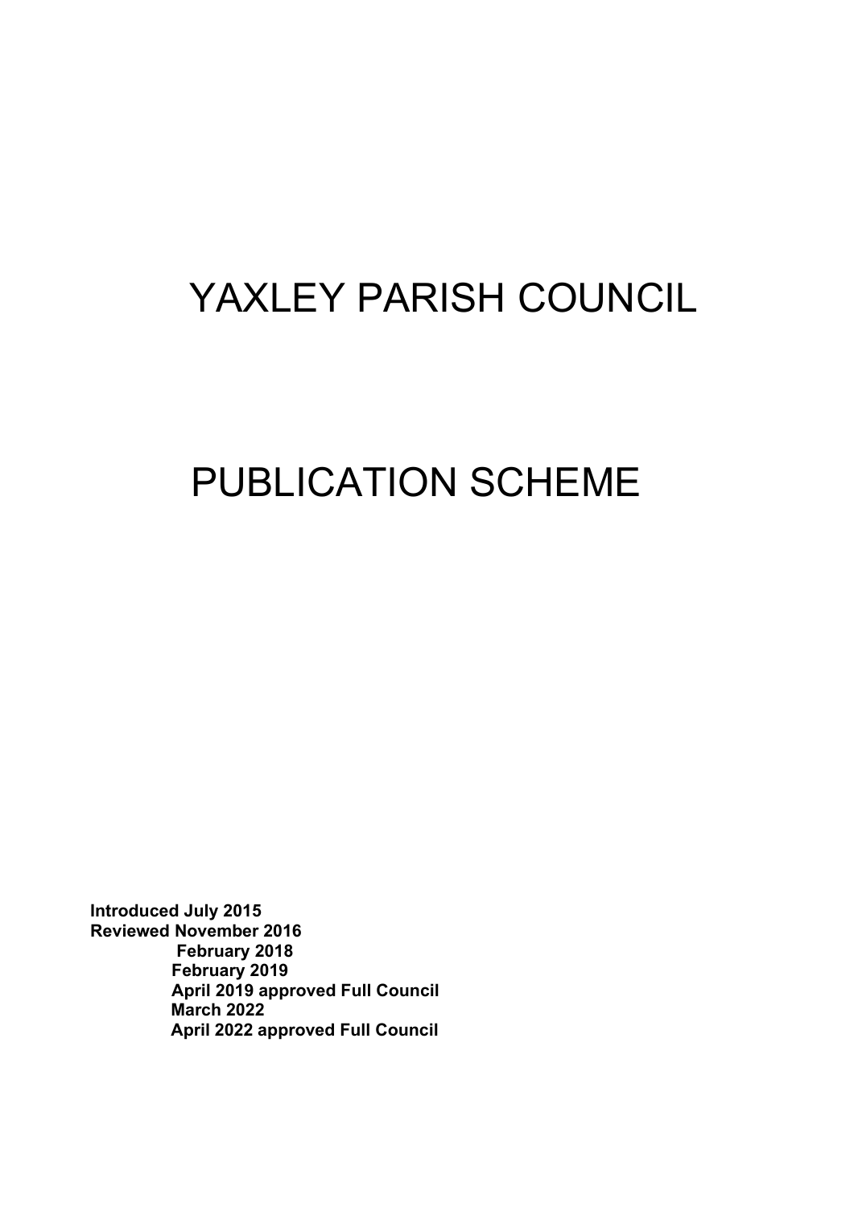# YAXLEY PARISH COUNCIL

# PUBLICATION SCHEME

**Introduced July 2015**
**Reviewed November 2016**
**February 2018**
**February 2019**
**April 2019 approved Full Council**
**March 2022**
**April 2022 approved Full Council**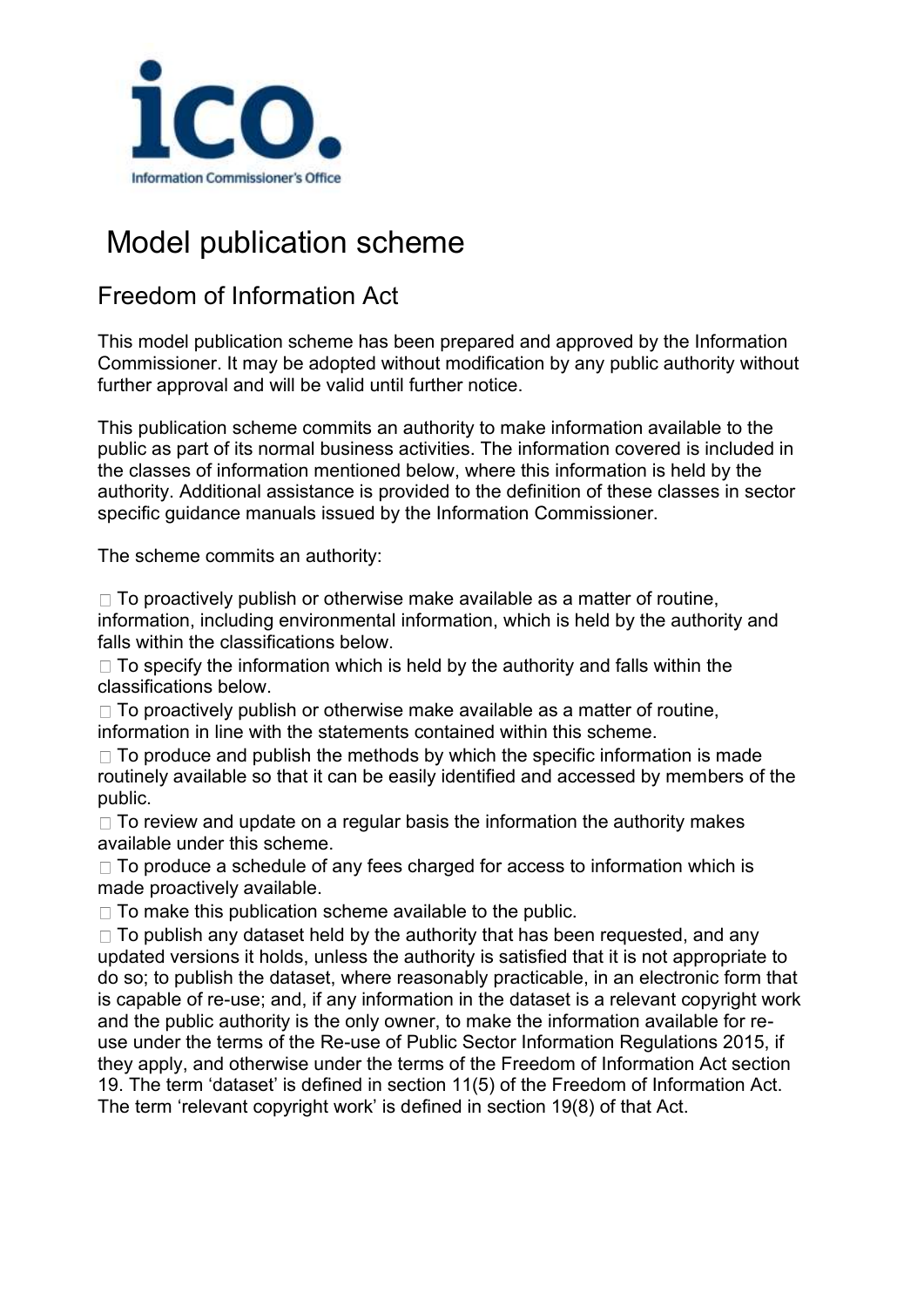# Model publication scheme

## Freedom of Information Act

This model publication scheme has been prepared and approved by the Information Commissioner. It may be adopted without modification by any public authority without further approval and will be valid until further notice.

This publication scheme commits an authority to make information available to the public as part of its normal business activities. The information covered is included in the classes of information mentioned below, where this information is held by the authority. Additional assistance is provided to the definition of these classes in sector specific guidance manuals issued by the Information Commissioner.

The scheme commits an authority:

- To proactively publish or otherwise make available as a matter of routine, information, including environmental information, which is held by the authority and falls within the classifications below.
- To specify the information which is held by the authority and falls within the classifications below.
- To proactively publish or otherwise make available as a matter of routine, information in line with the statements contained within this scheme.
- To produce and publish the methods by which the specific information is made routinely available so that it can be easily identified and accessed by members of the public.
- To review and update on a regular basis the information the authority makes available under this scheme.
- To produce a schedule of any fees charged for access to information which is made proactively available.
- To make this publication scheme available to the public.
- To publish any dataset held by the authority that has been requested, and any updated versions it holds, unless the authority is satisfied that it is not appropriate to do so; to publish the dataset, where reasonably practicable, in an electronic form that is capable of re-use; and, if any information in the dataset is a relevant copyright work and the public authority is the only owner, to make the information available for re-use under the terms of the Re-use of Public Sector Information Regulations 2015, if they apply, and otherwise under the terms of the Freedom of Information Act section 19. The term 'dataset' is defined in section 11(5) of the Freedom of Information Act. The term 'relevant copyright work' is defined in section 19(8) of that Act.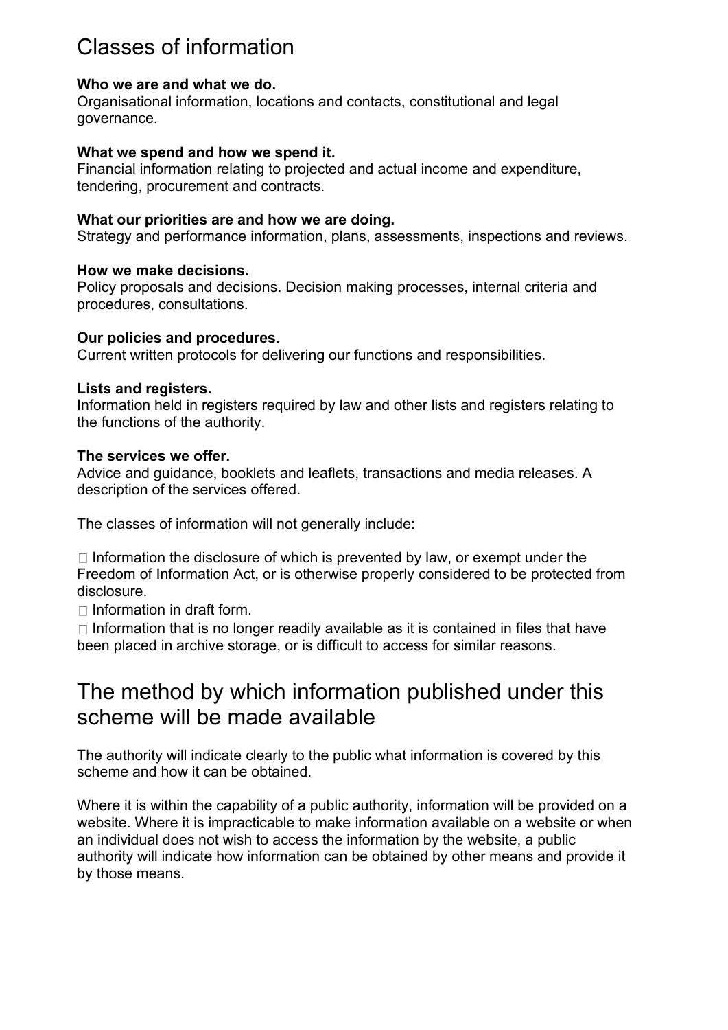## Classes of information

**Who we are and what we do.**
Organisational information, locations and contacts, constitutional and legal governance.

**What we spend and how we spend it.**
Financial information relating to projected and actual income and expenditure, tendering, procurement and contracts.

**What our priorities are and how we are doing.**
Strategy and performance information, plans, assessments, inspections and reviews.

**How we make decisions.**
Policy proposals and decisions. Decision making processes, internal criteria and procedures, consultations.

**Our policies and procedures.**
Current written protocols for delivering our functions and responsibilities.

**Lists and registers.**
Information held in registers required by law and other lists and registers relating to the functions of the authority.

**The services we offer.**
Advice and guidance, booklets and leaflets, transactions and media releases. A description of the services offered.

The classes of information will not generally include:

- Information the disclosure of which is prevented by law, or exempt under the Freedom of Information Act, or is otherwise properly considered to be protected from disclosure.
- Information in draft form.
- Information that is no longer readily available as it is contained in files that have been placed in archive storage, or is difficult to access for similar reasons.

## The method by which information published under this scheme will be made available

The authority will indicate clearly to the public what information is covered by this scheme and how it can be obtained.

Where it is within the capability of a public authority, information will be provided on a website. Where it is impracticable to make information available on a website or when an individual does not wish to access the information by the website, a public authority will indicate how information can be obtained by other means and provide it by those means.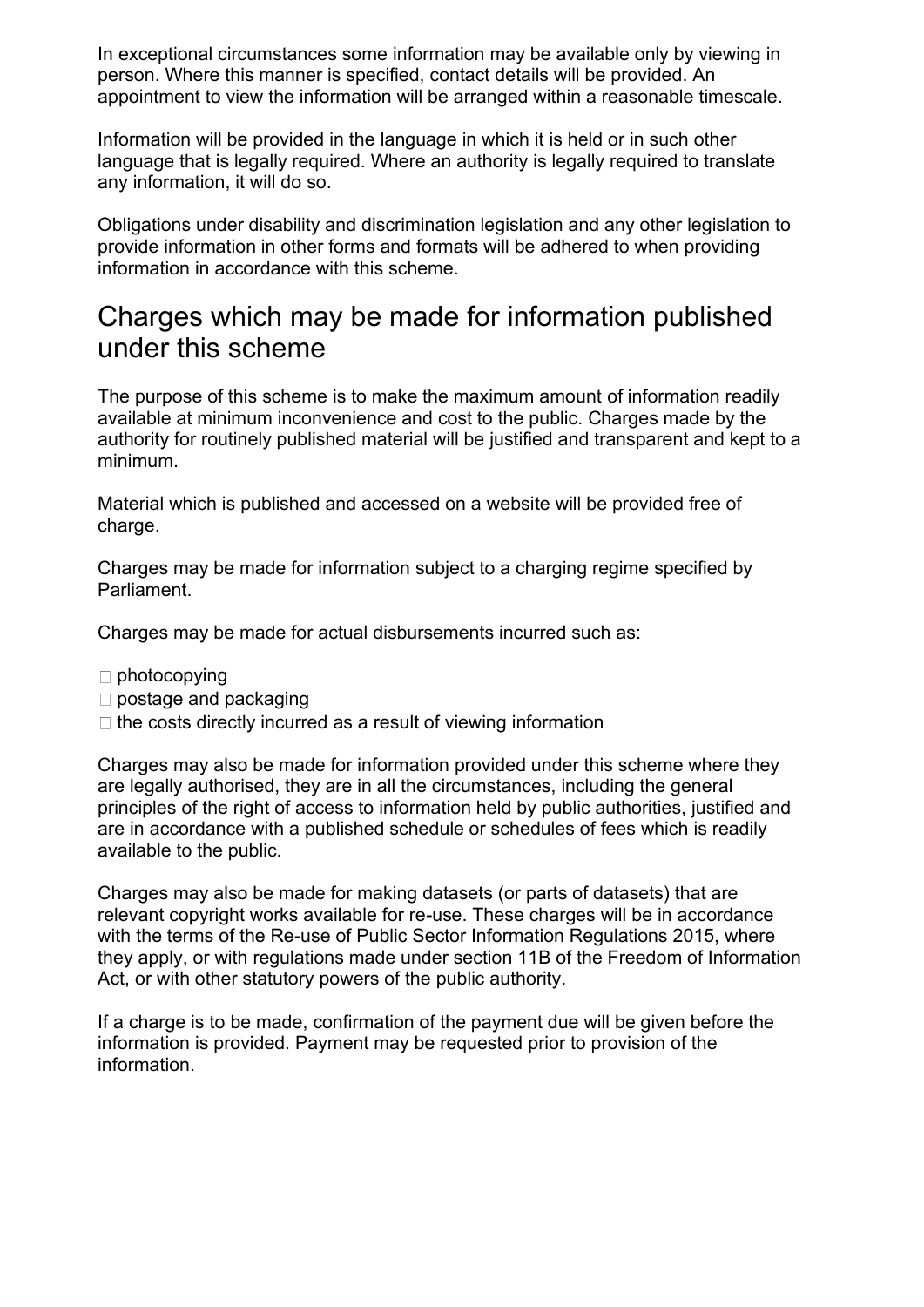In exceptional circumstances some information may be available only by viewing in person. Where this manner is specified, contact details will be provided. An appointment to view the information will be arranged within a reasonable timescale.

Information will be provided in the language in which it is held or in such other language that is legally required. Where an authority is legally required to translate any information, it will do so.

Obligations under disability and discrimination legislation and any other legislation to provide information in other forms and formats will be adhered to when providing information in accordance with this scheme.

## Charges which may be made for information published under this scheme

The purpose of this scheme is to make the maximum amount of information readily available at minimum inconvenience and cost to the public. Charges made by the authority for routinely published material will be justified and transparent and kept to a minimum.

Material which is published and accessed on a website will be provided free of charge.

Charges may be made for information subject to a charging regime specified by Parliament.

Charges may be made for actual disbursements incurred such as:

- photocopying
- postage and packaging
- the costs directly incurred as a result of viewing information

Charges may also be made for information provided under this scheme where they are legally authorised, they are in all the circumstances, including the general principles of the right of access to information held by public authorities, justified and are in accordance with a published schedule or schedules of fees which is readily available to the public.

Charges may also be made for making datasets (or parts of datasets) that are relevant copyright works available for re-use. These charges will be in accordance with the terms of the Re-use of Public Sector Information Regulations 2015, where they apply, or with regulations made under section 11B of the Freedom of Information Act, or with other statutory powers of the public authority.

If a charge is to be made, confirmation of the payment due will be given before the information is provided. Payment may be requested prior to provision of the information.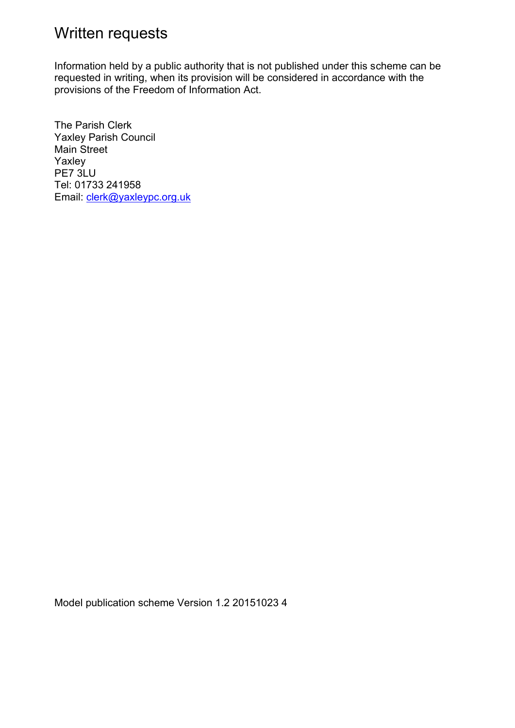# Written requests

Information held by a public authority that is not published under this scheme can be requested in writing, when its provision will be considered in accordance with the provisions of the Freedom of Information Act.

The Parish Clerk
Yaxley Parish Council
Main Street
Yaxley
PE7 3LU
Tel: 01733 241958
Email: clerk@yaxleypc.org.uk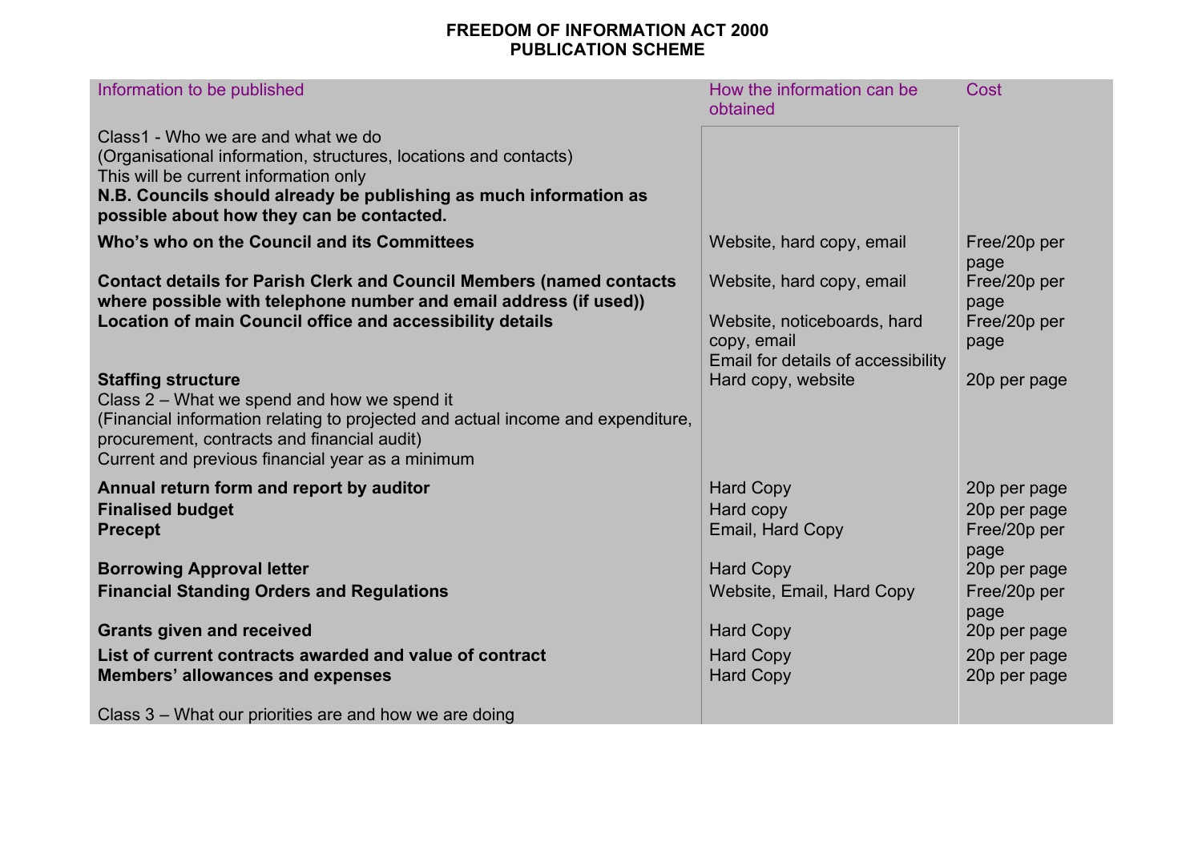**FREEDOM OF INFORMATION ACT 2000**
**PUBLICATION SCHEME**

| Information to be published | How the information can be obtained | Cost |
|---|---|---|
| Class1 - Who we are and what we do<br>(Organisational information, structures, locations and contacts)<br>This will be current information only<br>**N.B. Councils should already be publishing as much information as possible about how they can be contacted.** | | |
| **Who's who on the Council and its Committees** | Website, hard copy, email | Free/20p per page |
| **Contact details for Parish Clerk and Council Members (named contacts where possible with telephone number and email address (if used))** | Website, hard copy, email | Free/20p per page |
| **Location of main Council office and accessibility details** | Website, noticeboards, hard copy, email<br>Email for details of accessibility | Free/20p per page |
| **Staffing structure** | Hard copy, website | 20p per page |
| Class 2 – What we spend and how we spend it<br>(Financial information relating to projected and actual income and expenditure, procurement, contracts and financial audit)<br>Current and previous financial year as a minimum | | |
| **Annual return form and report by auditor** | Hard Copy | 20p per page |
| **Finalised budget** | Hard copy | 20p per page |
| **Precept** | Email, Hard Copy | Free/20p per page |
| **Borrowing Approval letter** | Hard Copy | 20p per page |
| **Financial Standing Orders and Regulations** | Website, Email, Hard Copy | Free/20p per page |
| **Grants given and received** | Hard Copy | 20p per page |
| **List of current contracts awarded and value of contract** | Hard Copy | 20p per page |
| **Members' allowances and expenses** | Hard Copy | 20p per page |
| Class 3 – What our priorities are and how we are doing | | |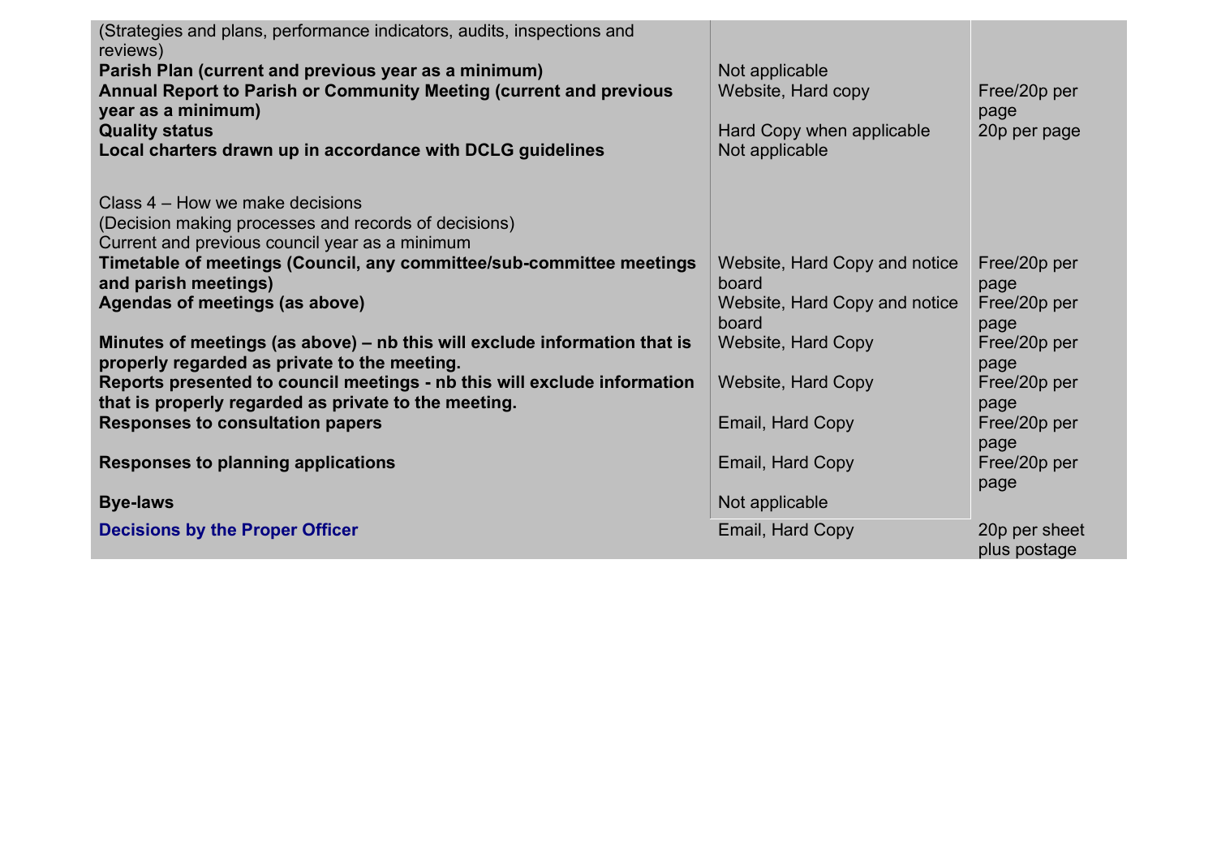| | | |
|---|---|---|
| (Strategies and plans, performance indicators, audits, inspections and reviews) | | |
| **Parish Plan (current and previous year as a minimum)** | Not applicable | |
| **Annual Report to Parish or Community Meeting (current and previous year as a minimum)** | Website, Hard copy | Free/20p per page |
| **Quality status** | Hard Copy when applicable | 20p per page |
| **Local charters drawn up in accordance with DCLG guidelines** | Not applicable | |
| Class 4 – How we make decisions<br>(Decision making processes and records of decisions)<br>Current and previous council year as a minimum | | |
| **Timetable of meetings (Council, any committee/sub-committee meetings and parish meetings)** | Website, Hard Copy and notice board | Free/20p per page |
| **Agendas of meetings (as above)** | Website, Hard Copy and notice board | Free/20p per page |
| **Minutes of meetings (as above) – nb this will exclude information that is properly regarded as private to the meeting.** | Website, Hard Copy | Free/20p per page |
| **Reports presented to council meetings - nb this will exclude information that is properly regarded as private to the meeting.** | Website, Hard Copy | Free/20p per page |
| **Responses to consultation papers** | Email, Hard Copy | Free/20p per page |
| **Responses to planning applications** | Email, Hard Copy | Free/20p per page |
| **Bye-laws** | Not applicable | |
| **Decisions by the Proper Officer** | Email, Hard Copy | 20p per sheet plus postage |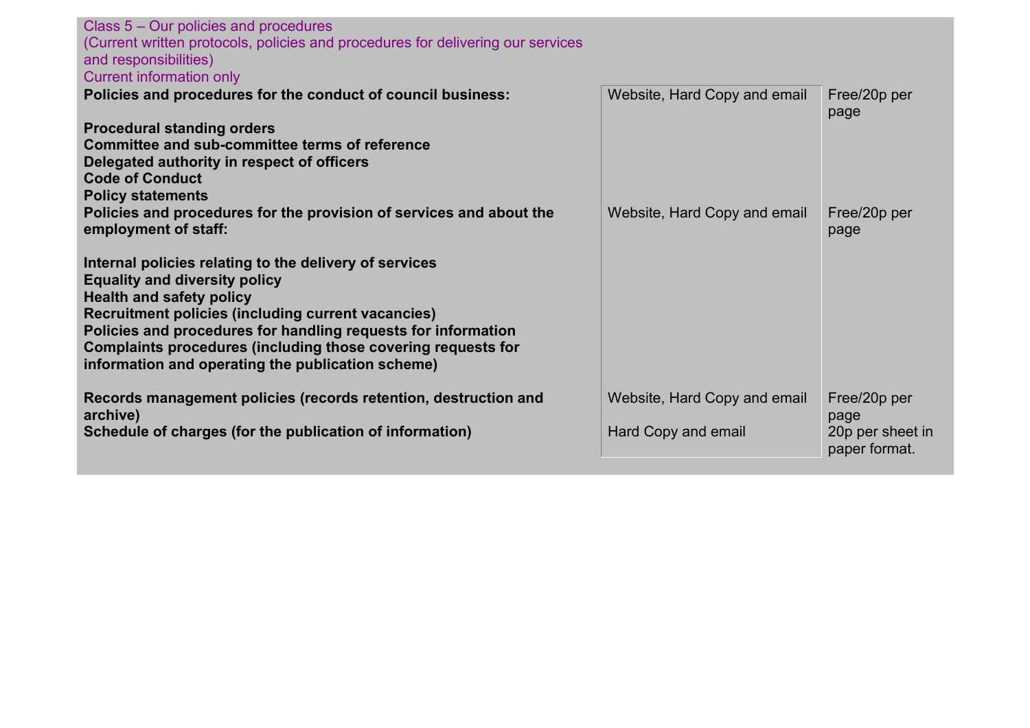| Class 5 – Our policies and procedures<br>(Current written protocols, policies and procedures for delivering our services and responsibilities)<br>Current information only | | |
|---|---|---|
| **Policies and procedures for the conduct of council business:**<br><br>**Procedural standing orders**<br>**Committee and sub-committee terms of reference**<br>**Delegated authority in respect of officers**<br>**Code of Conduct**<br>**Policy statements** | Website, Hard Copy and email | Free/20p per page |
| **Policies and procedures for the provision of services and about the employment of staff:**<br><br>**Internal policies relating to the delivery of services**<br>**Equality and diversity policy**<br>**Health and safety policy**<br>**Recruitment policies (including current vacancies)**<br>**Policies and procedures for handling requests for information**<br>**Complaints procedures (including those covering requests for information and operating the publication scheme)** | Website, Hard Copy and email | Free/20p per page |
| **Records management policies (records retention, destruction and archive)** | Website, Hard Copy and email | Free/20p per page |
| **Schedule of charges (for the publication of information)** | Hard Copy and email | 20p per sheet in paper format. |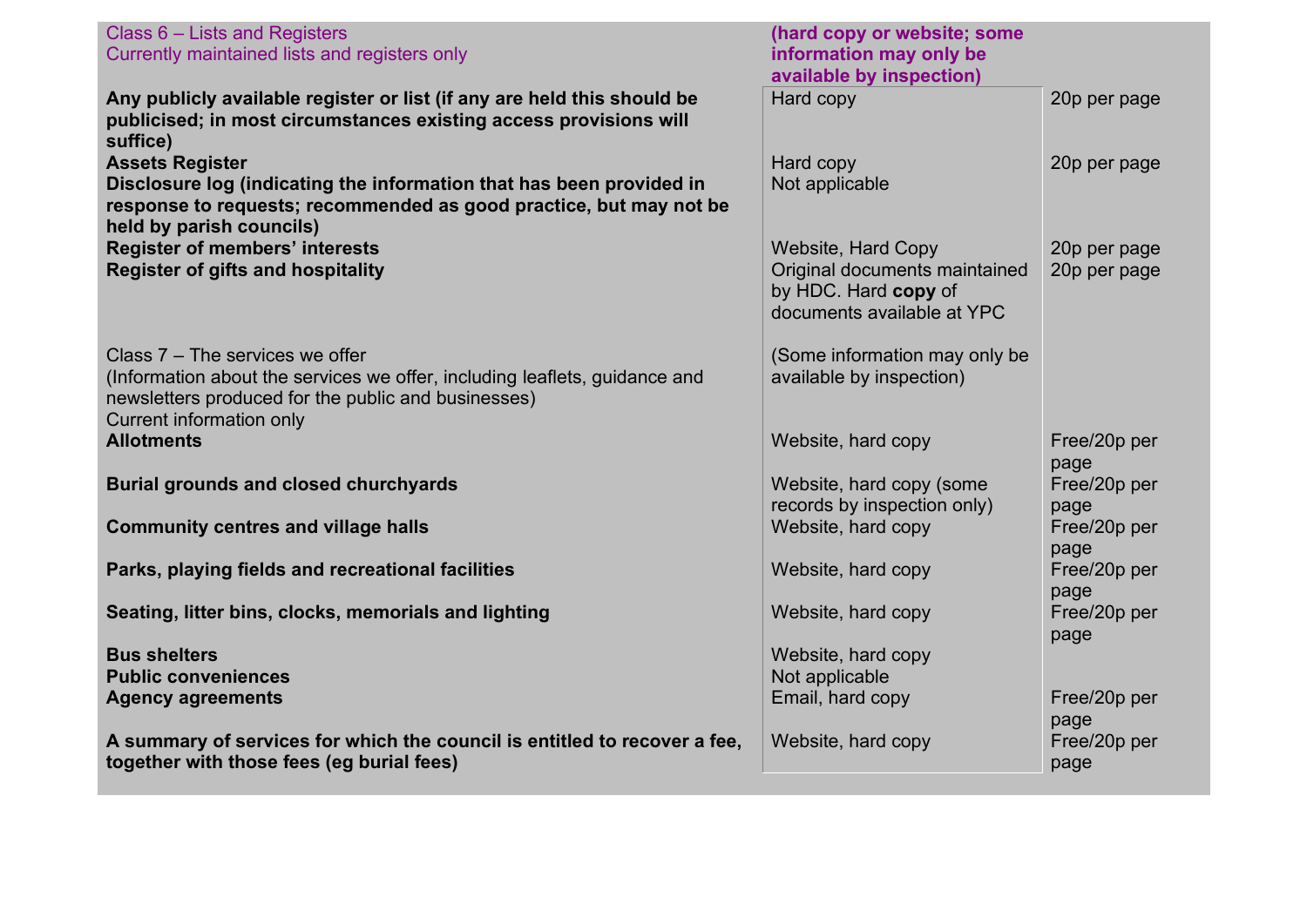| Class 6 – Lists and Registers<br>Currently maintained lists and registers only | **(hard copy or website; some information may only be available by inspection)** | |
|---|---|---|
| **Any publicly available register or list (if any are held this should be publicised; in most circumstances existing access provisions will suffice)** | Hard copy | 20p per page |
| **Assets Register** | Hard copy | 20p per page |
| **Disclosure log (indicating the information that has been provided in response to requests; recommended as good practice, but may not be held by parish councils)** | Not applicable | |
| **Register of members' interests** | Website, Hard Copy | 20p per page |
| **Register of gifts and hospitality** | Original documents maintained by HDC. Hard **copy** of documents available at YPC | 20p per page |
| Class 7 – The services we offer<br>(Information about the services we offer, including leaflets, guidance and newsletters produced for the public and businesses)<br>Current information only | (Some information may only be available by inspection) | |
| **Allotments** | Website, hard copy | Free/20p per page |
| **Burial grounds and closed churchyards** | Website, hard copy (some records by inspection only) | Free/20p per page |
| **Community centres and village halls** | Website, hard copy | Free/20p per page |
| **Parks, playing fields and recreational facilities** | Website, hard copy | Free/20p per page |
| **Seating, litter bins, clocks, memorials and lighting** | Website, hard copy | Free/20p per page |
| **Bus shelters** | Website, hard copy | |
| **Public conveniences** | Not applicable | |
| **Agency agreements** | Email, hard copy | Free/20p per page |
| **A summary of services for which the council is entitled to recover a fee, together with those fees (eg burial fees)** | Website, hard copy | Free/20p per page |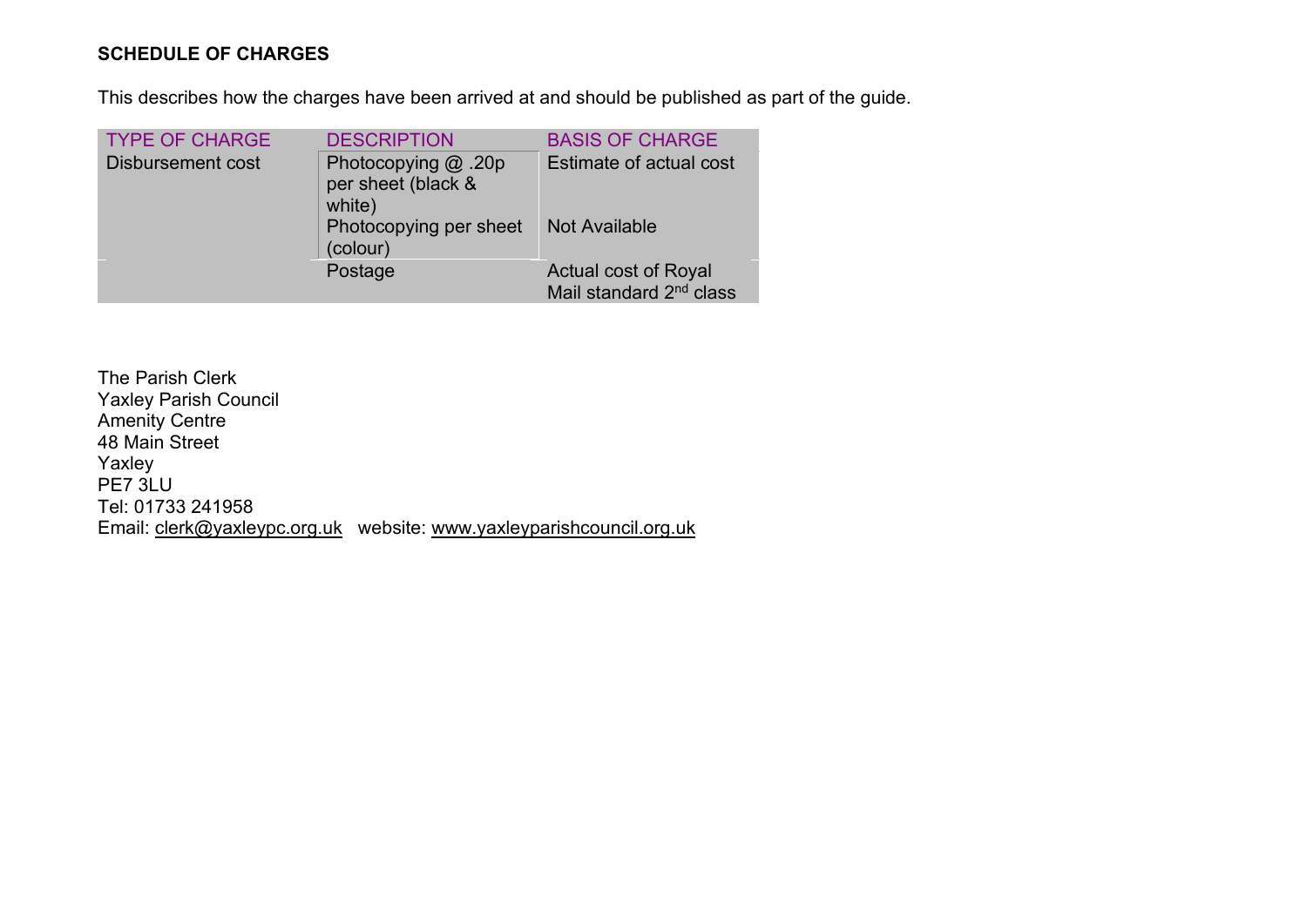**SCHEDULE OF CHARGES**

This describes how the charges have been arrived at and should be published as part of the guide.

| TYPE OF CHARGE | DESCRIPTION | BASIS OF CHARGE |
|---|---|---|
| Disbursement cost | Photocopying @ .20p per sheet (black & white) | Estimate of actual cost |
| | Photocopying per sheet (colour) | Not Available |
| | Postage | Actual cost of Royal Mail standard 2nd class |

The Parish Clerk
Yaxley Parish Council
Amenity Centre
48 Main Street
Yaxley
PE7 3LU
Tel: 01733 241958
Email: clerk@yaxleypc.org.uk website: www.yaxleyparishcouncil.org.uk